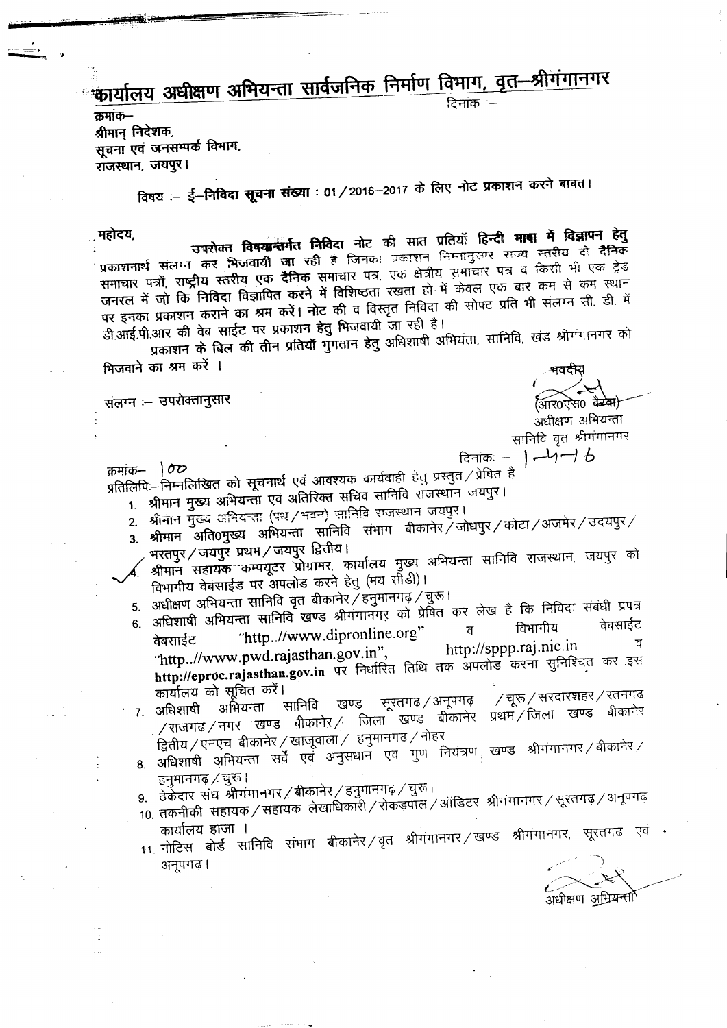# कार्यालय अधीक्षण अभियन्ता सार्वजनिक निर्माण विभाग, वृत–श्रीगंगानगर

क्रमांक– दिनाक :–

श्रीमान् निदेशक,
सूचना एवं जनसम्पर्क विभाग,
राजस्थान, जयपुर।

विषय :– **ई–निविदा सूचना संख्या : 01 / 2016–2017** के लिए नोट प्रकाशन करने बाबत।

महोदय,

उपरोक्त **विषयान्तर्गत निविदा** नोट की सात प्रतियॉ **हिन्दी भाषा में विज्ञापन हेतु** प्रकाशनार्थ संलग्न कर भिजवायी जा रही है जिनका प्रकाशन निम्नानुसार राज्य स्तरीय दो **दैनिक** समाचार पत्रों, राष्ट्रीय स्तरीय एक **दैनिक** समाचार पत्र, एक क्षेत्रीय समाचार पत्र व किसी भी एक ट्रेड जनरल में जो कि **निविदा विज्ञापित करने** में विशिष्ठता रखता हो में केवल एक बार कम से कम स्थान पर इनका प्रकाशन कराने का श्रम करें। नोट की व विस्तृत निविदा की सोफ्ट प्रति भी संलग्न सी. डी. में डी.आई.पी.आर की वेब साईट पर प्रकाशन हेतु भिजवायी जा रही है।

प्रकाशन के बिल की तीन प्रतियॉ भुगतान हेतु अधिशाषी अभियंता, सानिवि, खंड श्रीगंगानगर को भिजवाने का श्रम करें ।

संलग्न :– उपरोक्तानुसार

भवदीय
(आर०एस० बैरवा)
अधीक्षण अभियन्ता
सानिवि वृत श्रीगंगानगर

क्रमांक– 100 दिनांक: – 1–4–16

प्रतिलिपि:–निम्नलिखित को सूचनार्थ एवं आवश्यक कार्यवाही हेतु प्रस्तुत / प्रेषित है:–

1. श्रीमान मुख्य अभियन्ता एवं अतिरिक्त सचिव सानिवि राजस्थान जयपुर।
2. श्रीमान मुख्य अभियन्ता (पथ / भवन) सानिवि राजस्थान जयपुर।
3. श्रीमान अति०मुख्य अभियन्ता सानिवि संभाग बीकानेर / जोधपुर / कोटा / अजमेर / उदयपुर / भरतपुर / जयपुर प्रथम / जयपुर द्वितीय।
4. श्रीमान सहायक कम्पयूटर प्रोग्रामर, कार्यालय मुख्य अभियन्ता सानिवि राजस्थान, जयपुर को विभागीय वेबसाईड पर अपलोड करने हेतु (मय सीडी)।
5. अधीक्षण अभियन्ता सानिवि वृत बीकानेर / हनुमानगढ / चुरू।
6. अधिशाषी अभियन्ता सानिवि खण्ड श्रीगंगानगर को प्रेषित कर लेख है कि निविदा संबंधी प्रपत्र वेबसाईट "http..//www.dipronline.org" व विभागीय वेबसाईट "http..//www.pwd.rajasthan.gov.in", http://sppp.raj.nic.in व **http://eproc.rajasthan.gov.in** पर निर्धारित तिथि तक अपलोड करना सुनिश्चित कर इस कार्यालय को सूचित करें।
7. अधिशाषी अभियन्ता सानिवि खण्ड सूरतगढ / अनूपगढ / चूरू / सरदारशहर / रतनगढ / राजगढ / नगर खण्ड बीकानेर / जिला खण्ड बीकानेर प्रथम / जिला खण्ड बीकानेर द्वितीय / एनएच बीकानेर / खाजूवाला / हनुमानगढ / नोहर
8. अधिशाषी अभियन्ता सर्वे एवं अनुसंधान एवं गुण नियंत्रण खण्ड श्रीगंगानगर / बीकानेर / हनुमानगढ / चुरू।
9. ठेकेदार संघ श्रीगंगानगर / बीकानेर / हनुमानगढ / चुरू।
10. तकनीकी सहायक / सहायक लेखाधिकारी / रोकड़पाल / ऑडिटर श्रीगंगानगर / सूरतगढ / अनूपगढ कार्यालय हाजा ।
11. नोटिस बोर्ड सानिवि संभाग बीकानेर / वृत श्रीगंगानगर / खण्ड श्रीगंगानगर, सूरतगढ एवं अनूपगढ।

अधीक्षण अभियन्ता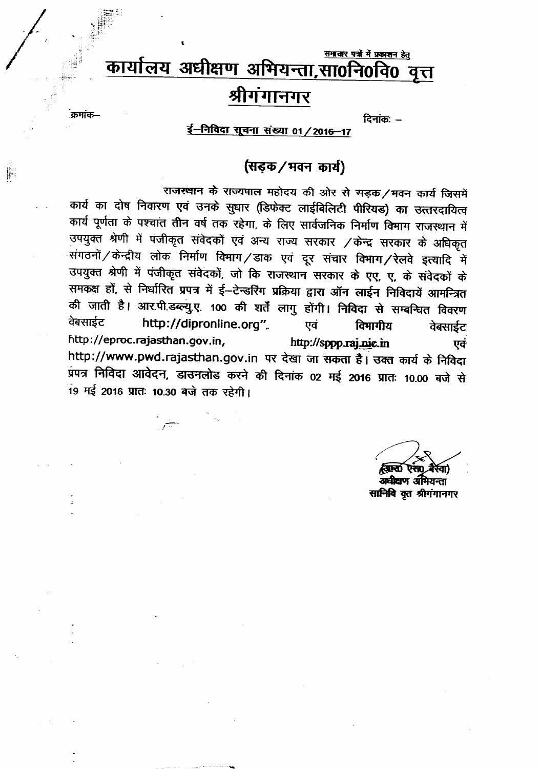समाचार पत्रों में प्रकाशन हेतु

# कार्यालय अधीक्षण अभियन्ता,सा0नि0वि0 वृत्त

# श्रीगंगानगर

क्रमांक–

दिनांकः –

**ई–निविदा सूचना संख्या 01/2016–17**

## (सड़क/भवन कार्य)

राजस्थान के राज्यपाल महोदय की ओर से सड़क/भवन कार्य जिसमें कार्य का दोष निवारण एवं उनके सुधार (डिफेक्ट लाईबिलिटी पीरियड) का उत्तरदायित्व कार्य पूर्णता के पश्चात तीन वर्ष तक रहेगा, के लिए सार्वजनिक निर्माण विभाग राजस्थान में उपयुक्त श्रेणी में पंजीकृत संवेदकों एवं अन्य राज्य सरकार /केन्द्र सरकार के अधिकृत संगठनों/केन्द्रीय लोक निर्माण विभाग/डाक एवं दूर संचार विभाग/रेलवे इत्यादि में उपयुक्त श्रेणी में पंजीकृत संवेदकों, जो कि राजस्थान सरकार के एए, ए, के संवेदकों के समकक्ष हों, से निर्धारित प्रपत्र में ई–टेन्डरिंग प्रक्रिया द्वारा ऑन लाईन निविदायें आमन्त्रित की जाती है। आर.पी.डब्ल्यु.ए. 100 की शर्तें लागु होंगी। निविदा से सम्बन्धित विवरण वेबसाईट http://dipronline.org" एवं विभागीय वेबसाईट http://eproc.rajasthan.gov.in, http://sppp.raj.nic.in एवं http://www.pwd.rajasthan.gov.in पर देखा जा सकता है। उक्त कार्य के निविदा प्रपत्र निविदा आवेदन, डाउनलोड करने की दिनांक 02 मई 2016 प्रातः 10.00 बजे से 19 मई 2016 प्रातः 10.30 बजे तक रहेगी।

(आर0 एस0 बैरवा)
अधीक्षण अभियन्ता
सानिवि वृत श्रीगंगानगर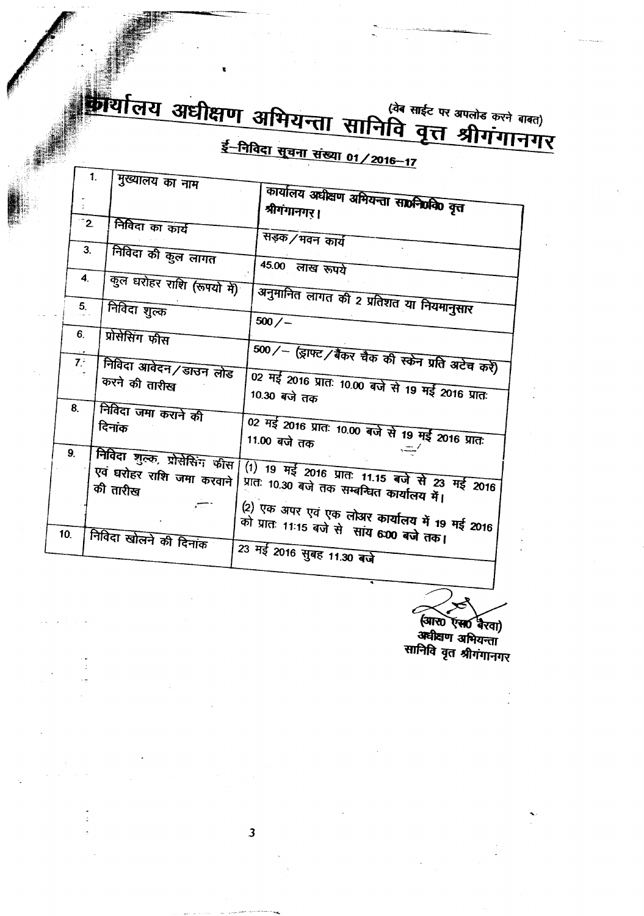(वेब साईट पर अपलोड करने बाबत)

# कार्यालय अधीक्षण अभियन्ता सानिवि वृत्त श्रीगंगानगर

## ई–निविदा सूचना संख्या 01/2016–17

| | | |
|---|---|---|
| 1. | मुख्यालय का नाम | कार्यालय अधीक्षण अभियन्ता सा0नि0वि0 वृत्त श्रीगंगानगर। |
| 2. | निविदा का कार्य | सड़क/भवन कार्य |
| 3. | निविदा की कुल लागत | 45.00 लाख रूपये |
| 4. | कुल धरोहर राशि (रूपयो में) | अनुमानित लागत की 2 प्रतिशत या नियमानुसार |
| 5. | निविदा शुल्क | 500/– |
| 6. | प्रोसेसिंग फीस | 500/– (ड्राफ्ट/बैंकर चैक की स्केन प्रति अटेच करें) |
| 7. | निविदा आवेदन/डाउन लोड करने की तारीख | 02 मई 2016 प्रातः 10.00 बजे से 19 मई 2016 प्रातः 10.30 बजे तक |
| 8. | निविदा जमा कराने की दिनांक | 02 मई 2016 प्रातः 10.00 बजे से 19 मई 2016 प्रातः 11.00 बजे तक |
| 9. | निविदा शुल्क, प्रोसेसिंग फीस एवं धरोहर राशि जमा करवाने की तारीख | (1) 19 मई 2016 प्रातः 11.15 बजे से 23 मई 2016 प्रातः 10.30 बजे तक सम्बन्धित कार्यालय में। (2) एक अपर एवं एक लोअर कार्यालय में 19 मई 2016 को प्रातः 11:15 बजे से सांय 6:00 बजे तक। |
| 10. | निविदा खोलने की दिनांक | 23 मई 2016 सुबह 11.30 बजे |

(आर0 एस0 बैरवा)
अधीक्षण अभियन्ता
सानिवि वृत श्रीगंगानगर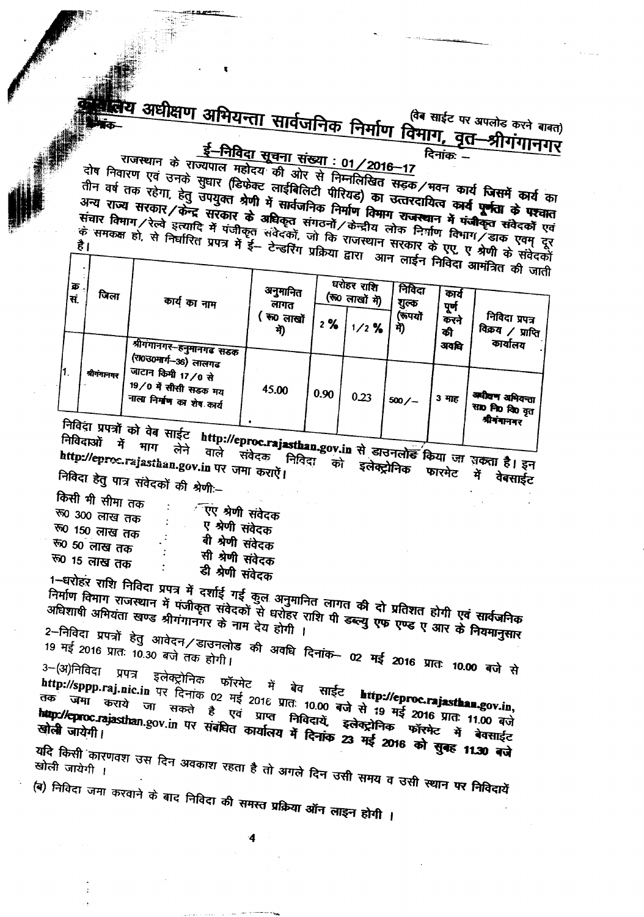# कार्यालय अधीक्षण अभियन्ता सार्वजनिक निर्माण विभाग, वृत–श्रीगंगानगर

(वेब साईट पर अपलोड करने बाबत)

क्रमांक–

दिनांकः –

## ई–निविदा सूचना संख्या : 01/2016–17

राजस्थान के राज्यपाल महोदय की ओर से निम्नलिखित सड़क/भवन कार्य जिसमें कार्य का दोष निवारण एवं उनके सुधार (डिफेक्ट लाईबिलिटी पीरियड) का उत्तरदायित्व कार्य पूर्णता के पश्चात तीन वर्ष तक रहेगा, हेतु उपयुक्त श्रेणी में सार्वजनिक निर्माण विभाग राजस्थान में पंजीकृत संवेदकों एवं अन्य राज्य सरकार/केन्द्र सरकार के अधिकृत संगठनों/केन्द्रीय लोक निर्माण विभाग/डाक एवम् दूर संचार विभाग/रेल्वे इत्यादि में पंजीकृत संवेदकों, जो कि राजस्थान सरकार के एए, ए श्रेणी के संवेदकों के समकक्ष हो, से निर्धारित प्रपत्र में ई– टेन्डरिंग प्रक्रिया द्वारा आन लाईन निविदा आमंत्रित की जाती है।

| क्र. सं. | जिला | कार्य का नाम | अनुमानित लागत ( रू0 लाखों में) | धरोहर राशि (रू0 लाखों में) | | निविदा शुल्क (रूपयों में) | कार्य पूर्ण करने की अवधि | निविदा प्रपत्र विक्रय / प्राप्ति कार्यालय |
|---|---|---|---|---|---|---|---|---|
| | | | | 2 % | 1/2 % | | | |
| 1. | श्रीगंगानगर | श्रीगंगानगर–हनुमानगढ सडक (रा0उ0मार्ग–36) लालगढ जाटान किमी 17/0 से 19/0 में सीसी सडक मय नाला निर्माण का शेष कार्य | 45.00 | 0.90 | 0.23 | 500/– | 3 माह | अधीक्षण अभियन्ता सा0 नि0 वि0 वृत श्रीगंगानगर |

निविदा प्रपत्रों को वेब साईट **http://eproc.rajasthan.gov.in** से डाउनलोड किया जा सकता है। इन निविदाओं में भाग लेने वाले संवेदक निविदा को इलेक्ट्रोनिक फारमेट में वेबसाईट **http://eproc.rajasthan.gov.in** पर जमा करायें।

निविदा हेतु पात्र संवेदकों की श्रेणीः–

| | | |
|---|---|---|
| किसी भी सीमा तक | : | एए श्रेणी संवेदक |
| रू0 300 लाख तक | : | ए श्रेणी संवेदक |
| रू0 150 लाख तक | : | बी श्रेणी संवेदक |
| रू0 50 लाख तक | : | सी श्रेणी संवेदक |
| रू0 15 लाख तक | : | डी श्रेणी संवेदक |

1–धरोहर राशि निविदा प्रपत्र में दर्शाई गई कुल अनुमानित लागत की दो प्रतिशत होगी एवं सार्वजनिक निर्माण विभाग राजस्थान में पंजीकृत संवेदकों से धरोहर राशि पी डब्ल्यु एफ एण्ड ए आर के नियमानुसार अधिशाषी अभियंता खण्ड श्रीगंगानगर के नाम देय होगी ।

2–निविदा प्रपत्रों हेतु आवेदन/डाउनलोड की अवधि दिनांक– 02 मई 2016 प्रातः 10.00 बजे से 19 मई 2016 प्रातः 10.30 बजे तक होगी।

3–(अ)निविदा प्रपत्र इलेक्ट्रोनिक फॉरमेट में बेव साईट **http://eproc.rajasthan.gov.in**, **http://sppp.raj.nic.in** पर दिनांक 02 मई 2016 प्रातः 10.00 बजे से 19 मई 2016 प्रातः 11.00 बजे तक जमा कराये जा सकते है एवं प्राप्त निविदायें, इलेक्ट्रोनिक फॉरमेट में बेवसाईट **http://eproc.rajasthan.gov.in** पर संबंधित कार्यालय में **दिनांक 23 मई 2016 को सुबह 11.30 बजे** खोली जायेगी।

यदि किसी कारणवश उस दिन अवकाश रहता है तो अगले दिन उसी समय व उसी स्थान पर निविदायें खोली जायेगी ।

(ब) निविदा जमा करवाने के बाद निविदा की समस्त प्रक्रिया ऑन लाइन होगी ।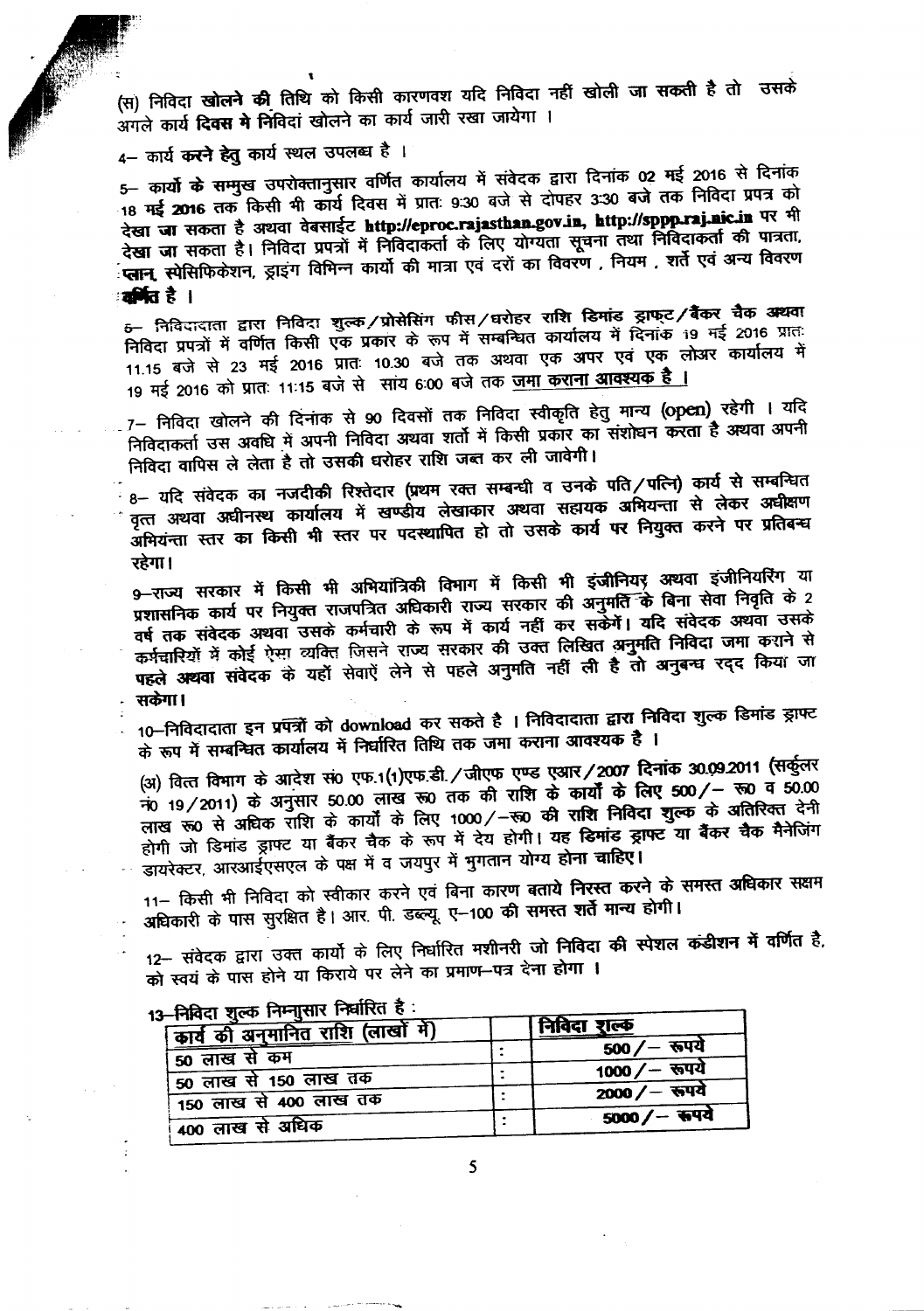(स) निविदा **खोलने की** तिथि को किसी कारणवश यदि निविदा नहीं खोली जा सकती है तो उसके अगले कार्य **दिवस मे** निविदां खोलने का कार्य जारी रखा जायेगा ।

4– कार्य **करने हेतु** कार्य स्थल उपलब्ध है ।

5– **कार्यो के** सम्मुख उपरोक्तानुसार वर्णित कार्यालय में संवेदक द्वारा दिनांक 02 मई 2016 से दिनांक 18 **मई 2016** तक किसी भी कार्य दिवस में प्रातः 9:30 बजे से दोपहर 3:30 बजे तक निविदा प्रपत्र को देखा **जा** सकता है अथवा वेबसाईट **http://eproc.rajasthan.gov.in, http://sppp.raj.nic.in** पर भी देखा **जा** सकता है। निविदा प्रपत्रों में निविदाकर्ता के लिए योग्यता सूचना तथा निविदाकर्ता की पात्रता, **प्लान, स्पेसिफिकेशन**, ड्राइंग विभिन्न कार्यो की मात्रा एवं दरों का विवरण , नियम , शर्ते एवं अन्य विवरण **वर्णित है** ।

6– निविदादाता द्वारा निविदा शुल्क/प्रोसेसिंग फीस/घरोहर राशि डिमांड ड्राफ्ट/बैंकर चैक अथवा निविदा प्रपत्रों में वर्णित किसी एक प्रकार के रूप में सम्बन्धित कार्यालय में दिनांक 19 मई 2016 प्रातः 11.15 बजे से 23 मई 2016 प्रातः 10.30 बजे तक अथवा एक अपर एवं एक लोअर कार्यालय में 19 मई 2016 को प्रातः 11:15 बजे से सांय 6:00 बजे तक जमा कराना आवश्यक है ।

7– निविदा खोलने की दिनांक से 90 दिवसों तक निविदा स्वीकृति हेतु मान्य (open) रहेगी । यदि निविदाकर्ता उस अवधि में अपनी निविदा अथवा शर्तो में किसी प्रकार का संशोधन करता है अथवा अपनी निविदा वापिस ले लेता है तो उसकी धरोहर राशि जब्त कर ली जावेगी।

8– यदि संवेदक का नजदीकी रिश्तेदार (प्रथम रक्त सम्बन्धी व उनके पति/पत्नि) कार्य से सम्बन्धित वृत्त अथवा अधीनस्थ कार्यालय में खण्डीय लेखाकार अथवा सहायक अभियन्ता से लेकर अधीक्षण अभियंन्ता स्तर का किसी भी स्तर पर पदस्थापित हो तो उसके कार्य पर नियुक्त करने पर प्रतिबन्ध रहेगा।

9–राज्य सरकार में किसी भी अभियांत्रिकी विभाग में किसी भी इंजीनियर अथवा इंजीनियरिंग या प्रशासनिक कार्य पर नियुक्त राजपत्रित अधिकारी राज्य सरकार की अनुमति के बिना सेवा निवृति के 2 वर्ष तक संवेदक अथवा उसके कर्मचारी के रूप में कार्य नहीं कर सकेगें। यदि संवेदक अथवा उसके कर्मचारियों में कोई ऐसा व्यक्ति जिसने राज्य सरकार की उक्त लिखित अनुमति निविदा जमा कराने से पहले अथवा संवेदक के यहाँ सेवाऐं लेने से पहले अनुमति नहीं ली है तो अनुबन्ध रद्द किया जा सकेगा।

10–निविदादाता इन प्रपत्रों को download कर सकते है । निविदादाता द्वारा निविदा शुल्क डिमांड ड्राफ्ट के रूप में सम्बन्धित कार्यालय में निर्धारित तिथि तक जमा कराना आवश्यक है ।

(अ) वित्त विभाग के आदेश सं0 एफ.1(1)एफ.डी./जीएफ एण्ड एआर/2007 दिनांक 30.09.2011 (सर्कुलर नं0 19/2011) के अनुसार 50.00 लाख रू0 तक की राशि के कार्यों के लिए 500/– रू0 व 50.00 लाख रू0 से अधिक राशि के कार्यो के लिए 1000/–रू0 की राशि निविदा शुल्क के अतिरिक्त देनी होगी जो डिमांड ड्राफ्ट या बैंकर चैक के रूप में देय होगी। यह डिमांड ड्राफ्ट या बैंकर चैक मैनेजिंग डायरेक्टर, आरआईएसएल के पक्ष में व जयपुर में भुगतान योग्य होना चाहिए।

11– किसी भी निविदा को स्वीकार करने एवं बिना कारण बताये निरस्त करने के समस्त अधिकार सक्षम अधिकारी के पास सुरक्षित है। आर. पी. डब्ल्यू. ए–100 की समस्त शर्ते मान्य होगी।

12– संवेदक द्वारा उक्त कार्यो के लिए निर्धारित मशीनरी जो निविदा की स्पेशल कंडीशन में वर्णित है, को स्वयं के पास होने या किराये पर लेने का प्रमाण–पत्र देना होगा ।

13–निविदा शुल्क निम्नुसार निर्धारित है :

| कार्य की अनुमानित राशि (लाखों में) | | निविदा शुल्क |
|---|---|---|
| 50 लाख से कम | : | 500/– रूपये |
| 50 लाख से 150 लाख तक | : | 1000/– रूपये |
| 150 लाख से 400 लाख तक | : | 2000/– रूपये |
| 400 लाख से अधिक | : | 5000/– रूपये |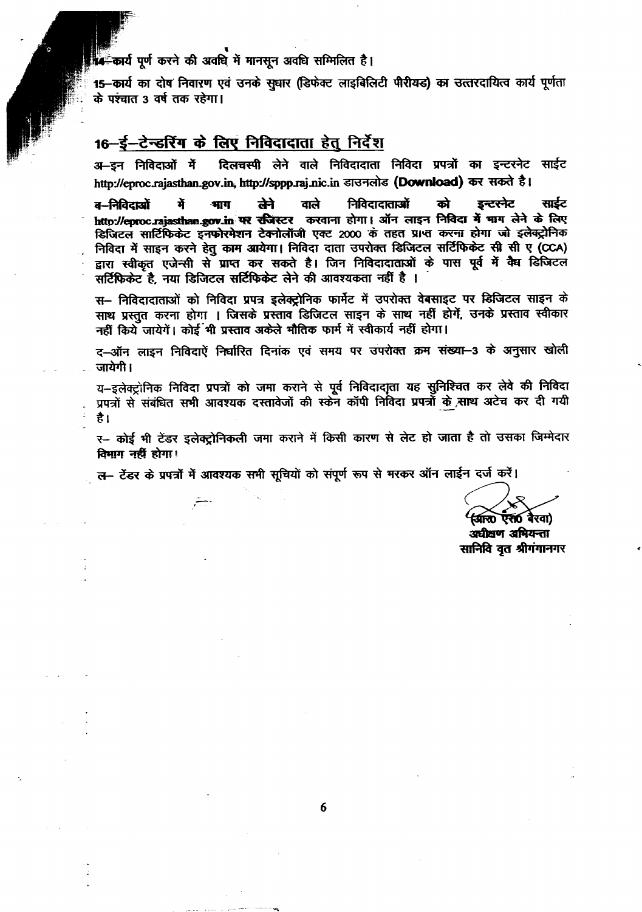14–कार्य पूर्ण करने की अवधि में मानसून अवधि सम्मिलित है।

15–कार्य का दोष निवारण एवं उनके सुधार (डिफेक्ट लाइबिलिटी पीरीयड) का उत्तरदायित्व कार्य पूर्णता के पश्चात 3 वर्ष तक रहेगा।

## 16–ई–टेन्डरिंग के लिए निविदादाता हेतु निर्देश

अ–इन निविदाओं में दिलचस्पी लेने वाले निविदादाता निविदा प्रपत्रों का इन्टरनेट साईट http://eproc.rajasthan.gov.in, http://sppp.raj.nic.in डाउनलोड **(Download)** कर सकते है।

ब–निविदाओं में भाग लेने वाले निविदादाताओं को इन्टरनेट साईट http://eproc.rajasthan.gov.in पर रजिस्टर करवाना होगा। ऑन लाइन निविदा में भाग लेने के लिए डिजिटल सार्टिफिकेट इनफोरमेशन टेक्नोलॉजी एक्ट 2000 के तहत प्राप्त करना होगा जो इलेक्ट्रोनिक निविदा में साइन करने हेतु काम आयेगा। निविदा दाता उपरोक्त डिजिटल सर्टिफिकेट सी सी ए (CCA) द्वारा स्वीकृत एजेन्सी से प्राप्त कर सकते है। जिन निविदादाताओं के पास पूर्व में वैध डिजिटल सर्टिफिकेट है, नया डिजिटल सर्टिफिकेट लेने की आवश्यकता नहीं है ।

स– निविदादाताओं को निविदा प्रपत्र इलेक्ट्रोनिक फार्मेट में उपरोक्त वेबसाइट पर डिजिटल साइन के साथ प्रस्तुत करना होगा । जिसके प्रस्ताव डिजिटल साइन के साथ नहीं होगें, उनके प्रस्ताव स्वीकार नहीं किये जायेगें। कोई भी प्रस्ताव अकेले भौतिक फार्म में स्वीकार्य नहीं होगा।

द–ऑन लाइन निविदाऐं निर्धारित दिनांक एवं समय पर उपरोक्त क्रम संख्या–3 के अनुसार खोली जायेगी।

य–इलेक्ट्रोनिक निविदा प्रपत्रों को जमा कराने से पूर्व निविदादाता यह सुनिश्चित कर लेवे की निविदा प्रपत्रों से संबंधित सभी आवश्यक दस्तावेजों की स्केन कॉपी निविदा प्रपत्रों के साथ अटेच कर दी गयी है।

र– कोई भी टेंडर इलेक्ट्रोनिकली जमा कराने में किसी कारण से लेट हो जाता है तो उसका जिम्मेदार विभाग नहीं होगा।

ल– टेंडर के प्रपत्रों में आवश्यक सभी सूचियों को संपूर्ण रूप से भरकर ऑन लाईन दर्ज करें।

(आर0 एस0 बैरवा)
अधीक्षण अभियन्ता
सानिवि वृत श्रीगंगानगर